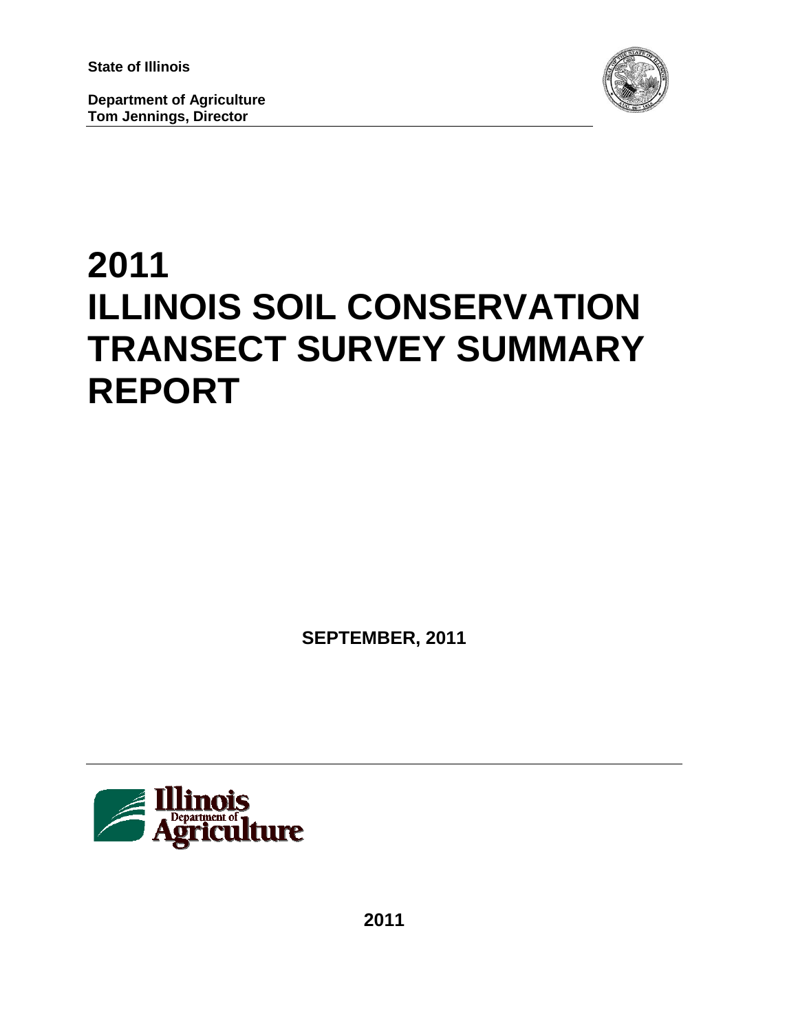**State of Illinois**

**Department of Agriculture**
**Tom Jennings, Director**

# 2011 ILLINOIS SOIL CONSERVATION TRANSECT SURVEY SUMMARY REPORT

**SEPTEMBER, 2011**

**2011**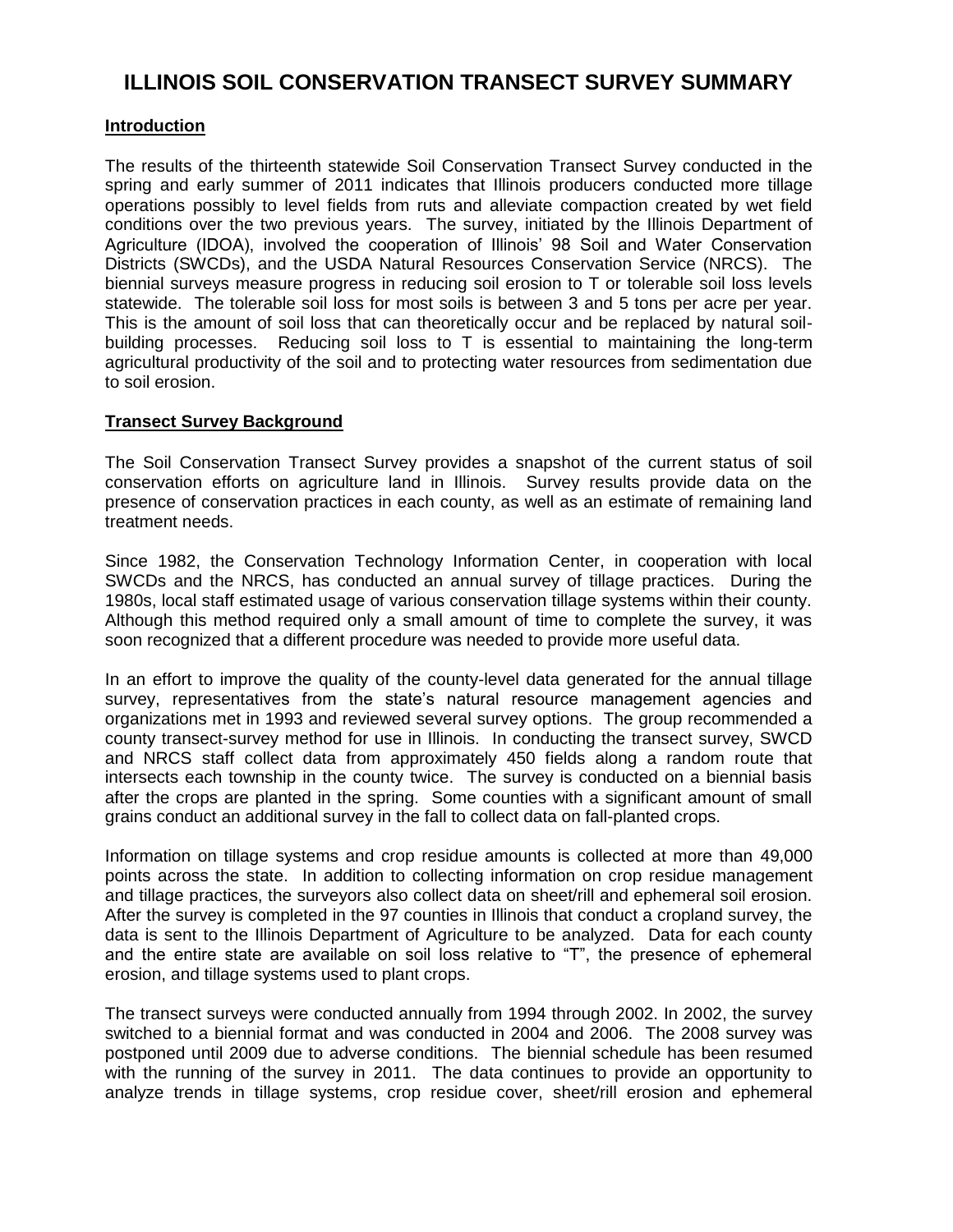# ILLINOIS SOIL CONSERVATION TRANSECT SURVEY SUMMARY

## Introduction

The results of the thirteenth statewide Soil Conservation Transect Survey conducted in the spring and early summer of 2011 indicates that Illinois producers conducted more tillage operations possibly to level fields from ruts and alleviate compaction created by wet field conditions over the two previous years. The survey, initiated by the Illinois Department of Agriculture (IDOA), involved the cooperation of Illinois' 98 Soil and Water Conservation Districts (SWCDs), and the USDA Natural Resources Conservation Service (NRCS). The biennial surveys measure progress in reducing soil erosion to T or tolerable soil loss levels statewide. The tolerable soil loss for most soils is between 3 and 5 tons per acre per year. This is the amount of soil loss that can theoretically occur and be replaced by natural soil-building processes. Reducing soil loss to T is essential to maintaining the long-term agricultural productivity of the soil and to protecting water resources from sedimentation due to soil erosion.

## Transect Survey Background

The Soil Conservation Transect Survey provides a snapshot of the current status of soil conservation efforts on agriculture land in Illinois. Survey results provide data on the presence of conservation practices in each county, as well as an estimate of remaining land treatment needs.

Since 1982, the Conservation Technology Information Center, in cooperation with local SWCDs and the NRCS, has conducted an annual survey of tillage practices. During the 1980s, local staff estimated usage of various conservation tillage systems within their county. Although this method required only a small amount of time to complete the survey, it was soon recognized that a different procedure was needed to provide more useful data.

In an effort to improve the quality of the county-level data generated for the annual tillage survey, representatives from the state's natural resource management agencies and organizations met in 1993 and reviewed several survey options. The group recommended a county transect-survey method for use in Illinois. In conducting the transect survey, SWCD and NRCS staff collect data from approximately 450 fields along a random route that intersects each township in the county twice. The survey is conducted on a biennial basis after the crops are planted in the spring. Some counties with a significant amount of small grains conduct an additional survey in the fall to collect data on fall-planted crops.

Information on tillage systems and crop residue amounts is collected at more than 49,000 points across the state. In addition to collecting information on crop residue management and tillage practices, the surveyors also collect data on sheet/rill and ephemeral soil erosion. After the survey is completed in the 97 counties in Illinois that conduct a cropland survey, the data is sent to the Illinois Department of Agriculture to be analyzed. Data for each county and the entire state are available on soil loss relative to "T", the presence of ephemeral erosion, and tillage systems used to plant crops.

The transect surveys were conducted annually from 1994 through 2002. In 2002, the survey switched to a biennial format and was conducted in 2004 and 2006. The 2008 survey was postponed until 2009 due to adverse conditions. The biennial schedule has been resumed with the running of the survey in 2011. The data continues to provide an opportunity to analyze trends in tillage systems, crop residue cover, sheet/rill erosion and ephemeral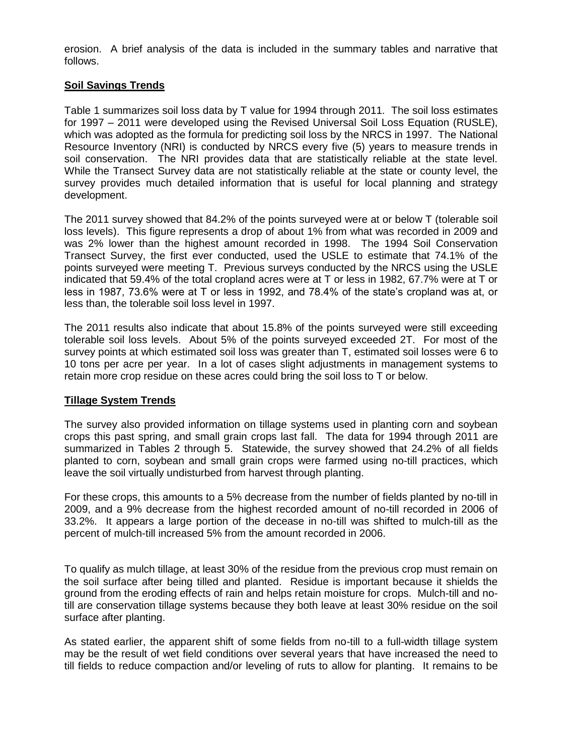erosion. A brief analysis of the data is included in the summary tables and narrative that follows.

## **Soil Savings Trends**

Table 1 summarizes soil loss data by T value for 1994 through 2011. The soil loss estimates for 1997 – 2011 were developed using the Revised Universal Soil Loss Equation (RUSLE), which was adopted as the formula for predicting soil loss by the NRCS in 1997. The National Resource Inventory (NRI) is conducted by NRCS every five (5) years to measure trends in soil conservation. The NRI provides data that are statistically reliable at the state level. While the Transect Survey data are not statistically reliable at the state or county level, the survey provides much detailed information that is useful for local planning and strategy development.

The 2011 survey showed that 84.2% of the points surveyed were at or below T (tolerable soil loss levels). This figure represents a drop of about 1% from what was recorded in 2009 and was 2% lower than the highest amount recorded in 1998. The 1994 Soil Conservation Transect Survey, the first ever conducted, used the USLE to estimate that 74.1% of the points surveyed were meeting T. Previous surveys conducted by the NRCS using the USLE indicated that 59.4% of the total cropland acres were at T or less in 1982, 67.7% were at T or less in 1987, 73.6% were at T or less in 1992, and 78.4% of the state's cropland was at, or less than, the tolerable soil loss level in 1997.

The 2011 results also indicate that about 15.8% of the points surveyed were still exceeding tolerable soil loss levels. About 5% of the points surveyed exceeded 2T. For most of the survey points at which estimated soil loss was greater than T, estimated soil losses were 6 to 10 tons per acre per year. In a lot of cases slight adjustments in management systems to retain more crop residue on these acres could bring the soil loss to T or below.

## **Tillage System Trends**

The survey also provided information on tillage systems used in planting corn and soybean crops this past spring, and small grain crops last fall. The data for 1994 through 2011 are summarized in Tables 2 through 5. Statewide, the survey showed that 24.2% of all fields planted to corn, soybean and small grain crops were farmed using no-till practices, which leave the soil virtually undisturbed from harvest through planting.

For these crops, this amounts to a 5% decrease from the number of fields planted by no-till in 2009, and a 9% decrease from the highest recorded amount of no-till recorded in 2006 of 33.2%. It appears a large portion of the decease in no-till was shifted to mulch-till as the percent of mulch-till increased 5% from the amount recorded in 2006.

To qualify as mulch tillage, at least 30% of the residue from the previous crop must remain on the soil surface after being tilled and planted. Residue is important because it shields the ground from the eroding effects of rain and helps retain moisture for crops. Mulch-till and no-till are conservation tillage systems because they both leave at least 30% residue on the soil surface after planting.

As stated earlier, the apparent shift of some fields from no-till to a full-width tillage system may be the result of wet field conditions over several years that have increased the need to till fields to reduce compaction and/or leveling of ruts to allow for planting. It remains to be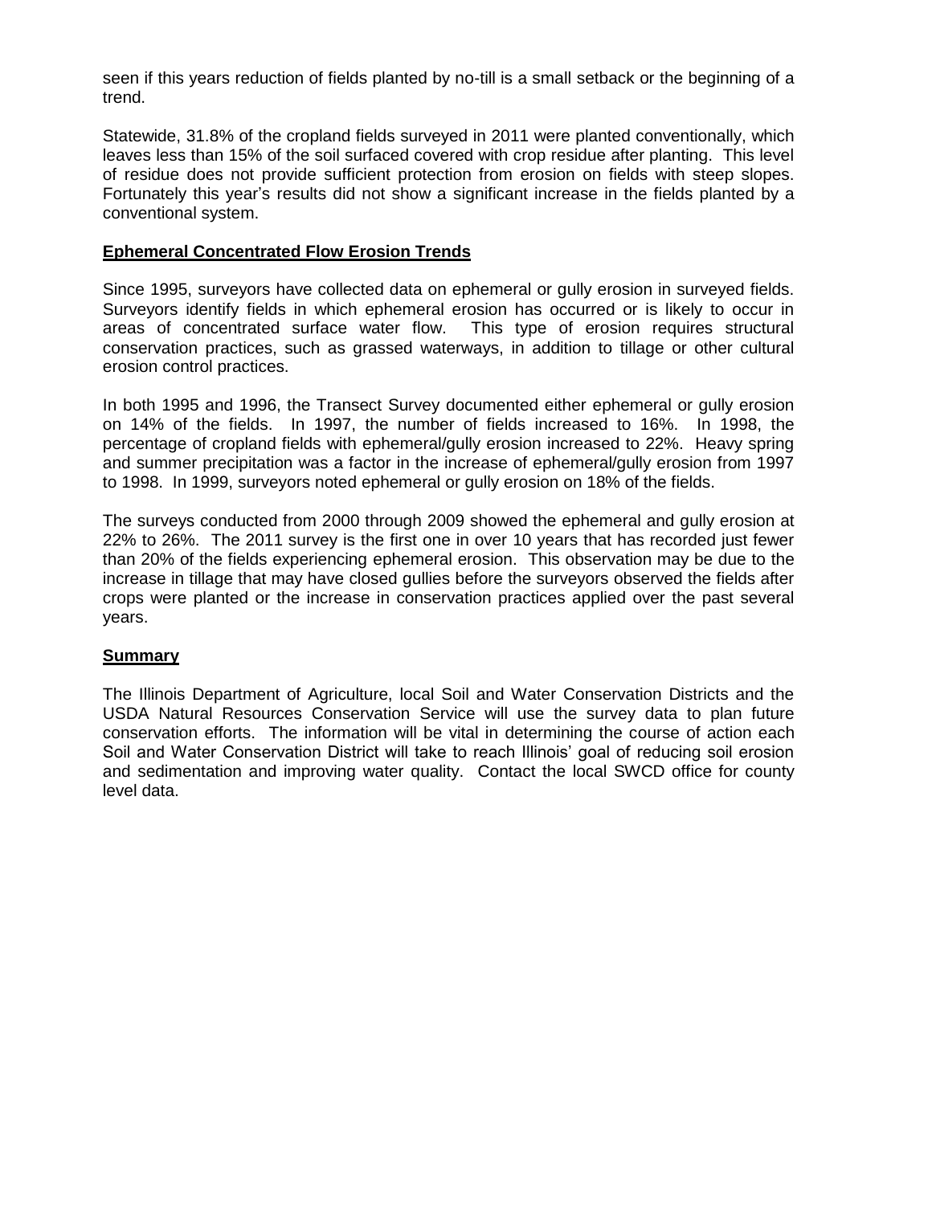seen if this years reduction of fields planted by no-till is a small setback or the beginning of a trend.

Statewide, 31.8% of the cropland fields surveyed in 2011 were planted conventionally, which leaves less than 15% of the soil surfaced covered with crop residue after planting. This level of residue does not provide sufficient protection from erosion on fields with steep slopes. Fortunately this year's results did not show a significant increase in the fields planted by a conventional system.

**Ephemeral Concentrated Flow Erosion Trends**

Since 1995, surveyors have collected data on ephemeral or gully erosion in surveyed fields. Surveyors identify fields in which ephemeral erosion has occurred or is likely to occur in areas of concentrated surface water flow. This type of erosion requires structural conservation practices, such as grassed waterways, in addition to tillage or other cultural erosion control practices.

In both 1995 and 1996, the Transect Survey documented either ephemeral or gully erosion on 14% of the fields. In 1997, the number of fields increased to 16%. In 1998, the percentage of cropland fields with ephemeral/gully erosion increased to 22%. Heavy spring and summer precipitation was a factor in the increase of ephemeral/gully erosion from 1997 to 1998. In 1999, surveyors noted ephemeral or gully erosion on 18% of the fields.

The surveys conducted from 2000 through 2009 showed the ephemeral and gully erosion at 22% to 26%. The 2011 survey is the first one in over 10 years that has recorded just fewer than 20% of the fields experiencing ephemeral erosion. This observation may be due to the increase in tillage that may have closed gullies before the surveyors observed the fields after crops were planted or the increase in conservation practices applied over the past several years.

**Summary**

The Illinois Department of Agriculture, local Soil and Water Conservation Districts and the USDA Natural Resources Conservation Service will use the survey data to plan future conservation efforts. The information will be vital in determining the course of action each Soil and Water Conservation District will take to reach Illinois' goal of reducing soil erosion and sedimentation and improving water quality. Contact the local SWCD office for county level data.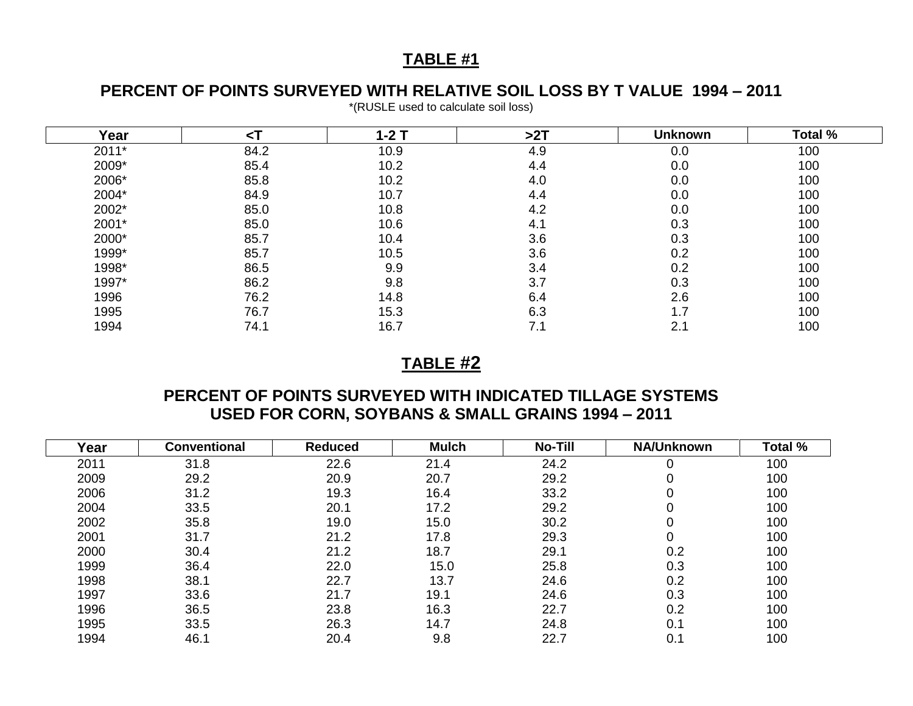## TABLE #1

### PERCENT OF POINTS SURVEYED WITH RELATIVE SOIL LOSS BY T VALUE 1994 – 2011

*(RUSLE used to calculate soil loss)

| Year | <T | 1-2 T | >2T | Unknown | Total % |
|---|---|---|---|---|---|
| 2011* | 84.2 | 10.9 | 4.9 | 0.0 | 100 |
| 2009* | 85.4 | 10.2 | 4.4 | 0.0 | 100 |
| 2006* | 85.8 | 10.2 | 4.0 | 0.0 | 100 |
| 2004* | 84.9 | 10.7 | 4.4 | 0.0 | 100 |
| 2002* | 85.0 | 10.8 | 4.2 | 0.0 | 100 |
| 2001* | 85.0 | 10.6 | 4.1 | 0.3 | 100 |
| 2000* | 85.7 | 10.4 | 3.6 | 0.3 | 100 |
| 1999* | 85.7 | 10.5 | 3.6 | 0.2 | 100 |
| 1998* | 86.5 | 9.9 | 3.4 | 0.2 | 100 |
| 1997* | 86.2 | 9.8 | 3.7 | 0.3 | 100 |
| 1996 | 76.2 | 14.8 | 6.4 | 2.6 | 100 |
| 1995 | 76.7 | 15.3 | 6.3 | 1.7 | 100 |
| 1994 | 74.1 | 16.7 | 7.1 | 2.1 | 100 |

## TABLE #2

### PERCENT OF POINTS SURVEYED WITH INDICATED TILLAGE SYSTEMS USED FOR CORN, SOYBANS & SMALL GRAINS 1994 – 2011

| Year | Conventional | Reduced | Mulch | No-Till | NA/Unknown | Total % |
|---|---|---|---|---|---|---|
| 2011 | 31.8 | 22.6 | 21.4 | 24.2 | 0 | 100 |
| 2009 | 29.2 | 20.9 | 20.7 | 29.2 | 0 | 100 |
| 2006 | 31.2 | 19.3 | 16.4 | 33.2 | 0 | 100 |
| 2004 | 33.5 | 20.1 | 17.2 | 29.2 | 0 | 100 |
| 2002 | 35.8 | 19.0 | 15.0 | 30.2 | 0 | 100 |
| 2001 | 31.7 | 21.2 | 17.8 | 29.3 | 0 | 100 |
| 2000 | 30.4 | 21.2 | 18.7 | 29.1 | 0.2 | 100 |
| 1999 | 36.4 | 22.0 | 15.0 | 25.8 | 0.3 | 100 |
| 1998 | 38.1 | 22.7 | 13.7 | 24.6 | 0.2 | 100 |
| 1997 | 33.6 | 21.7 | 19.1 | 24.6 | 0.3 | 100 |
| 1996 | 36.5 | 23.8 | 16.3 | 22.7 | 0.2 | 100 |
| 1995 | 33.5 | 26.3 | 14.7 | 24.8 | 0.1 | 100 |
| 1994 | 46.1 | 20.4 | 9.8 | 22.7 | 0.1 | 100 |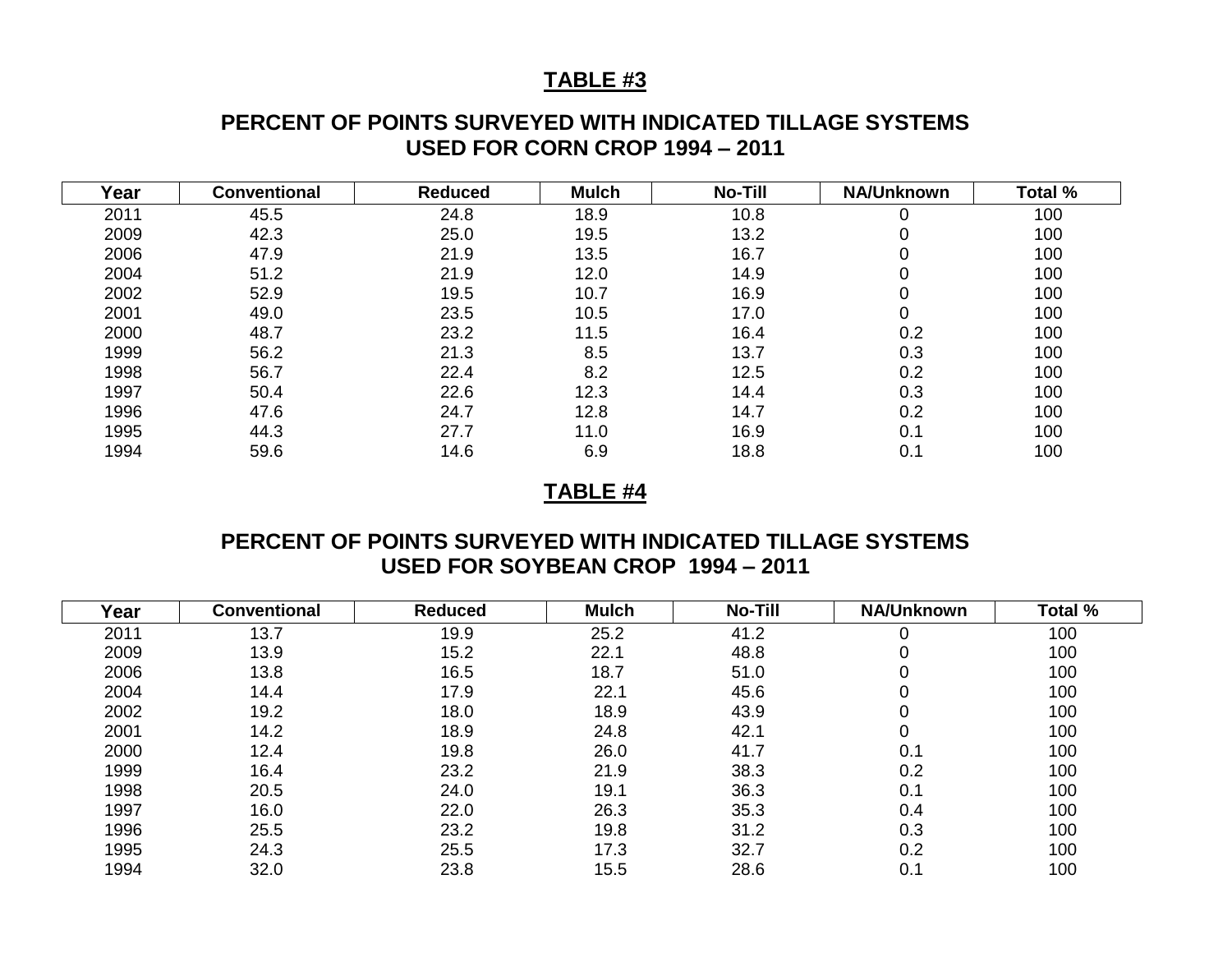## TABLE #3

### PERCENT OF POINTS SURVEYED WITH INDICATED TILLAGE SYSTEMS USED FOR CORN CROP 1994 – 2011

| Year | Conventional | Reduced | Mulch | No-Till | NA/Unknown | Total % |
|---|---|---|---|---|---|---|
| 2011 | 45.5 | 24.8 | 18.9 | 10.8 | 0 | 100 |
| 2009 | 42.3 | 25.0 | 19.5 | 13.2 | 0 | 100 |
| 2006 | 47.9 | 21.9 | 13.5 | 16.7 | 0 | 100 |
| 2004 | 51.2 | 21.9 | 12.0 | 14.9 | 0 | 100 |
| 2002 | 52.9 | 19.5 | 10.7 | 16.9 | 0 | 100 |
| 2001 | 49.0 | 23.5 | 10.5 | 17.0 | 0 | 100 |
| 2000 | 48.7 | 23.2 | 11.5 | 16.4 | 0.2 | 100 |
| 1999 | 56.2 | 21.3 | 8.5 | 13.7 | 0.3 | 100 |
| 1998 | 56.7 | 22.4 | 8.2 | 12.5 | 0.2 | 100 |
| 1997 | 50.4 | 22.6 | 12.3 | 14.4 | 0.3 | 100 |
| 1996 | 47.6 | 24.7 | 12.8 | 14.7 | 0.2 | 100 |
| 1995 | 44.3 | 27.7 | 11.0 | 16.9 | 0.1 | 100 |
| 1994 | 59.6 | 14.6 | 6.9 | 18.8 | 0.1 | 100 |

## TABLE #4

### PERCENT OF POINTS SURVEYED WITH INDICATED TILLAGE SYSTEMS USED FOR SOYBEAN CROP 1994 – 2011

| Year | Conventional | Reduced | Mulch | No-Till | NA/Unknown | Total % |
|---|---|---|---|---|---|---|
| 2011 | 13.7 | 19.9 | 25.2 | 41.2 | 0 | 100 |
| 2009 | 13.9 | 15.2 | 22.1 | 48.8 | 0 | 100 |
| 2006 | 13.8 | 16.5 | 18.7 | 51.0 | 0 | 100 |
| 2004 | 14.4 | 17.9 | 22.1 | 45.6 | 0 | 100 |
| 2002 | 19.2 | 18.0 | 18.9 | 43.9 | 0 | 100 |
| 2001 | 14.2 | 18.9 | 24.8 | 42.1 | 0 | 100 |
| 2000 | 12.4 | 19.8 | 26.0 | 41.7 | 0.1 | 100 |
| 1999 | 16.4 | 23.2 | 21.9 | 38.3 | 0.2 | 100 |
| 1998 | 20.5 | 24.0 | 19.1 | 36.3 | 0.1 | 100 |
| 1997 | 16.0 | 22.0 | 26.3 | 35.3 | 0.4 | 100 |
| 1996 | 25.5 | 23.2 | 19.8 | 31.2 | 0.3 | 100 |
| 1995 | 24.3 | 25.5 | 17.3 | 32.7 | 0.2 | 100 |
| 1994 | 32.0 | 23.8 | 15.5 | 28.6 | 0.1 | 100 |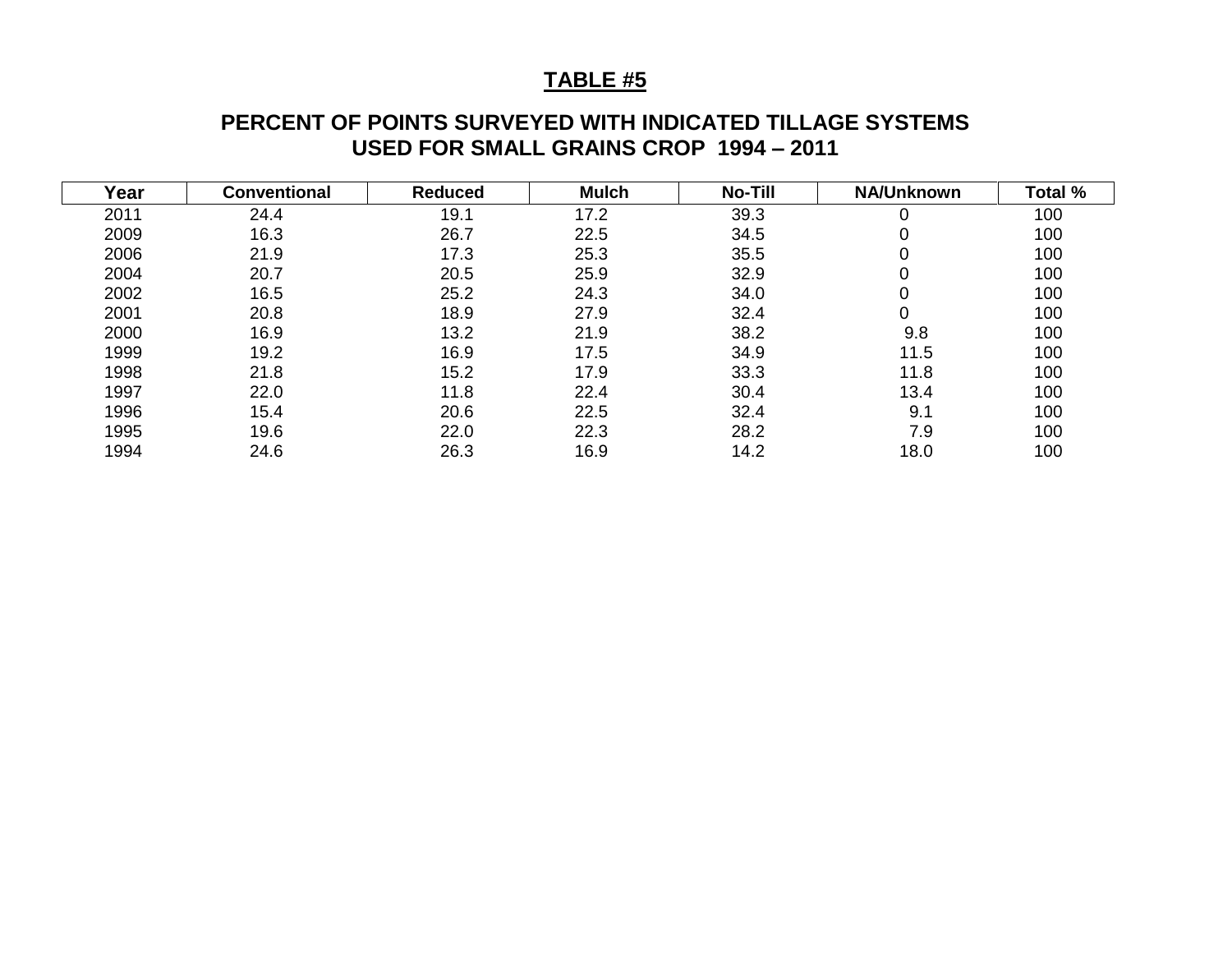**TABLE #5**

**PERCENT OF POINTS SURVEYED WITH INDICATED TILLAGE SYSTEMS USED FOR SMALL GRAINS CROP 1994 – 2011**

| Year | Conventional | Reduced | Mulch | No-Till | NA/Unknown | Total % |
|---|---|---|---|---|---|---|
| 2011 | 24.4 | 19.1 | 17.2 | 39.3 | 0 | 100 |
| 2009 | 16.3 | 26.7 | 22.5 | 34.5 | 0 | 100 |
| 2006 | 21.9 | 17.3 | 25.3 | 35.5 | 0 | 100 |
| 2004 | 20.7 | 20.5 | 25.9 | 32.9 | 0 | 100 |
| 2002 | 16.5 | 25.2 | 24.3 | 34.0 | 0 | 100 |
| 2001 | 20.8 | 18.9 | 27.9 | 32.4 | 0 | 100 |
| 2000 | 16.9 | 13.2 | 21.9 | 38.2 | 9.8 | 100 |
| 1999 | 19.2 | 16.9 | 17.5 | 34.9 | 11.5 | 100 |
| 1998 | 21.8 | 15.2 | 17.9 | 33.3 | 11.8 | 100 |
| 1997 | 22.0 | 11.8 | 22.4 | 30.4 | 13.4 | 100 |
| 1996 | 15.4 | 20.6 | 22.5 | 32.4 | 9.1 | 100 |
| 1995 | 19.6 | 22.0 | 22.3 | 28.2 | 7.9 | 100 |
| 1994 | 24.6 | 26.3 | 16.9 | 14.2 | 18.0 | 100 |